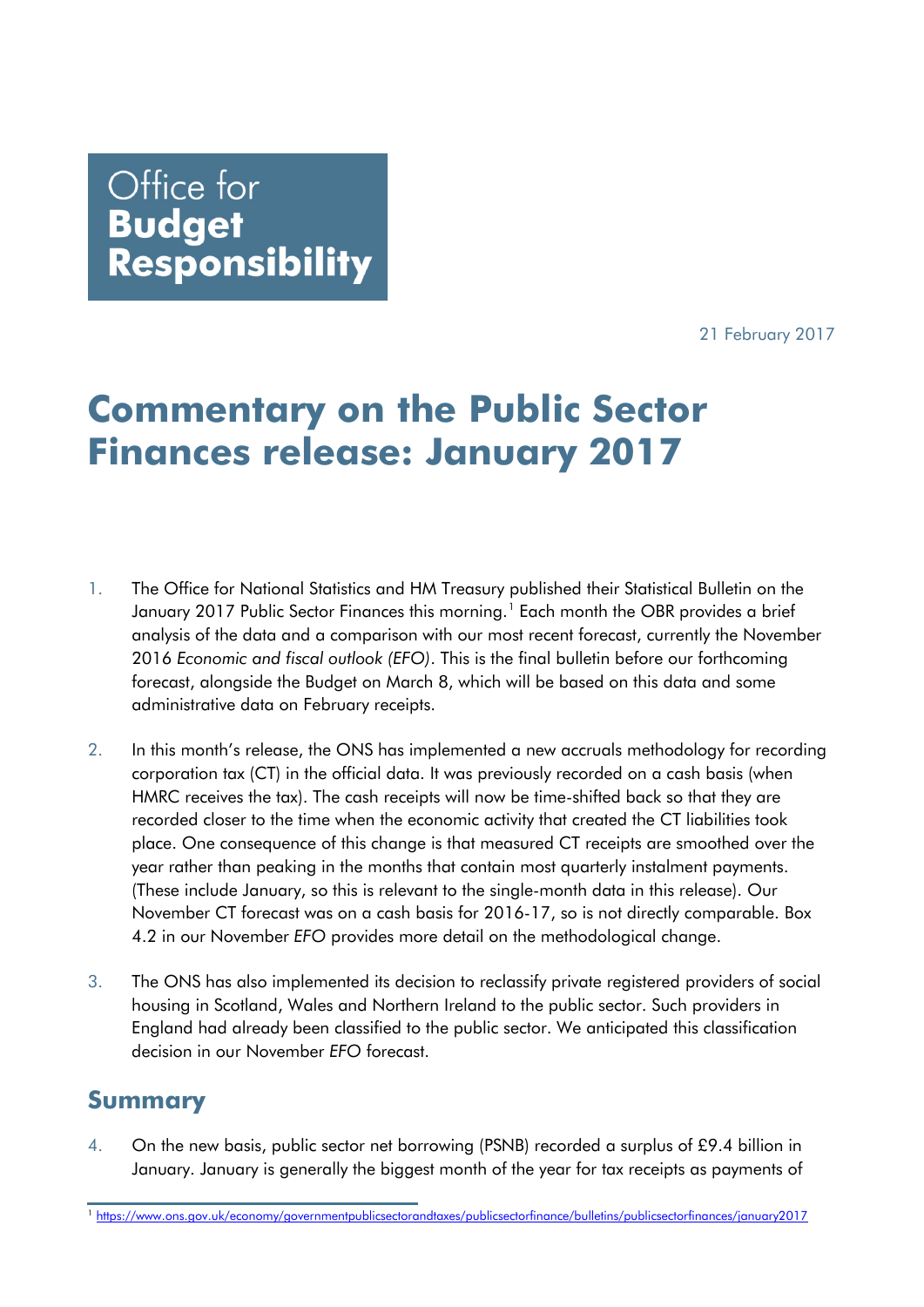Office for **Budget Responsibility**

21 February 2017

# Commentary on the Public Sector Finances release: January 2017

1. The Office for National Statistics and HM Treasury published their Statistical Bulletin on the January 2017 Public Sector Finances this morning.[1] Each month the OBR provides a brief analysis of the data and a comparison with our most recent forecast, currently the November 2016 *Economic and fiscal outlook (EFO)*. This is the final bulletin before our forthcoming forecast, alongside the Budget on March 8, which will be based on this data and some administrative data on February receipts.

2. In this month's release, the ONS has implemented a new accruals methodology for recording corporation tax (CT) in the official data. It was previously recorded on a cash basis (when HMRC receives the tax). The cash receipts will now be time-shifted back so that they are recorded closer to the time when the economic activity that created the CT liabilities took place. One consequence of this change is that measured CT receipts are smoothed over the year rather than peaking in the months that contain most quarterly instalment payments. (These include January, so this is relevant to the single-month data in this release). Our November CT forecast was on a cash basis for 2016-17, so is not directly comparable. Box 4.2 in our November *EFO* provides more detail on the methodological change.

3. The ONS has also implemented its decision to reclassify private registered providers of social housing in Scotland, Wales and Northern Ireland to the public sector. Such providers in England had already been classified to the public sector. We anticipated this classification decision in our November *EFO* forecast.

## Summary

4. On the new basis, public sector net borrowing (PSNB) recorded a surplus of £9.4 billion in January. January is generally the biggest month of the year for tax receipts as payments of

[1] https://www.ons.gov.uk/economy/governmentpublicsectorandtaxes/publicsectorfinance/bulletins/publicsectorfinances/january2017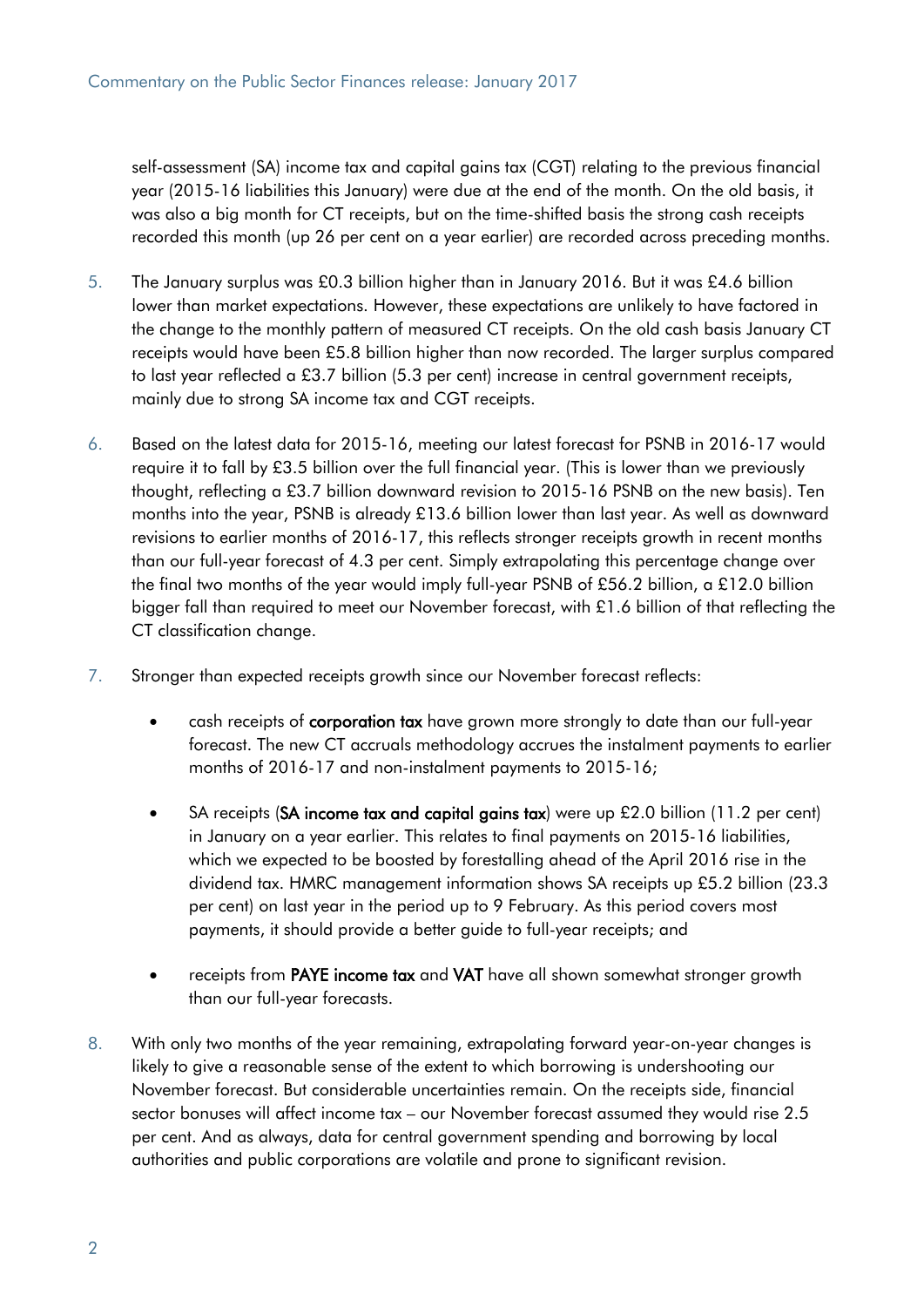self-assessment (SA) income tax and capital gains tax (CGT) relating to the previous financial year (2015-16 liabilities this January) were due at the end of the month. On the old basis, it was also a big month for CT receipts, but on the time-shifted basis the strong cash receipts recorded this month (up 26 per cent on a year earlier) are recorded across preceding months.

5. The January surplus was £0.3 billion higher than in January 2016. But it was £4.6 billion lower than market expectations. However, these expectations are unlikely to have factored in the change to the monthly pattern of measured CT receipts. On the old cash basis January CT receipts would have been £5.8 billion higher than now recorded. The larger surplus compared to last year reflected a £3.7 billion (5.3 per cent) increase in central government receipts, mainly due to strong SA income tax and CGT receipts.

6. Based on the latest data for 2015-16, meeting our latest forecast for PSNB in 2016-17 would require it to fall by £3.5 billion over the full financial year. (This is lower than we previously thought, reflecting a £3.7 billion downward revision to 2015-16 PSNB on the new basis). Ten months into the year, PSNB is already £13.6 billion lower than last year. As well as downward revisions to earlier months of 2016-17, this reflects stronger receipts growth in recent months than our full-year forecast of 4.3 per cent. Simply extrapolating this percentage change over the final two months of the year would imply full-year PSNB of £56.2 billion, a £12.0 billion bigger fall than required to meet our November forecast, with £1.6 billion of that reflecting the CT classification change.

7. Stronger than expected receipts growth since our November forecast reflects:

   - cash receipts of **corporation tax** have grown more strongly to date than our full-year forecast. The new CT accruals methodology accrues the instalment payments to earlier months of 2016-17 and non-instalment payments to 2015-16;
   - SA receipts (**SA income tax and capital gains tax**) were up £2.0 billion (11.2 per cent) in January on a year earlier. This relates to final payments on 2015-16 liabilities, which we expected to be boosted by forestalling ahead of the April 2016 rise in the dividend tax. HMRC management information shows SA receipts up £5.2 billion (23.3 per cent) on last year in the period up to 9 February. As this period covers most payments, it should provide a better guide to full-year receipts; and
   - receipts from **PAYE income tax** and **VAT** have all shown somewhat stronger growth than our full-year forecasts.

8. With only two months of the year remaining, extrapolating forward year-on-year changes is likely to give a reasonable sense of the extent to which borrowing is undershooting our November forecast. But considerable uncertainties remain. On the receipts side, financial sector bonuses will affect income tax – our November forecast assumed they would rise 2.5 per cent. And as always, data for central government spending and borrowing by local authorities and public corporations are volatile and prone to significant revision.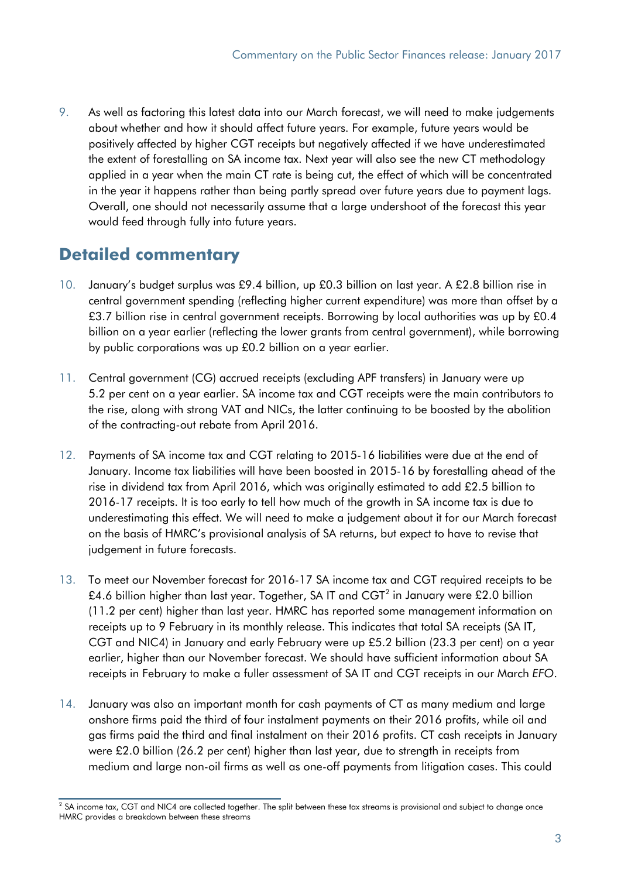9. As well as factoring this latest data into our March forecast, we will need to make judgements about whether and how it should affect future years. For example, future years would be positively affected by higher CGT receipts but negatively affected if we have underestimated the extent of forestalling on SA income tax. Next year will also see the new CT methodology applied in a year when the main CT rate is being cut, the effect of which will be concentrated in the year it happens rather than being partly spread over future years due to payment lags. Overall, one should not necessarily assume that a large undershoot of the forecast this year would feed through fully into future years.

## Detailed commentary

10. January's budget surplus was £9.4 billion, up £0.3 billion on last year. A £2.8 billion rise in central government spending (reflecting higher current expenditure) was more than offset by a £3.7 billion rise in central government receipts. Borrowing by local authorities was up by £0.4 billion on a year earlier (reflecting the lower grants from central government), while borrowing by public corporations was up £0.2 billion on a year earlier.

11. Central government (CG) accrued receipts (excluding APF transfers) in January were up 5.2 per cent on a year earlier. SA income tax and CGT receipts were the main contributors to the rise, along with strong VAT and NICs, the latter continuing to be boosted by the abolition of the contracting-out rebate from April 2016.

12. Payments of SA income tax and CGT relating to 2015-16 liabilities were due at the end of January. Income tax liabilities will have been boosted in 2015-16 by forestalling ahead of the rise in dividend tax from April 2016, which was originally estimated to add £2.5 billion to 2016-17 receipts. It is too early to tell how much of the growth in SA income tax is due to underestimating this effect. We will need to make a judgement about it for our March forecast on the basis of HMRC's provisional analysis of SA returns, but expect to have to revise that judgement in future forecasts.

13. To meet our November forecast for 2016-17 SA income tax and CGT required receipts to be £4.6 billion higher than last year. Together, SA IT and CGT[2] in January were £2.0 billion (11.2 per cent) higher than last year. HMRC has reported some management information on receipts up to 9 February in its monthly release. This indicates that total SA receipts (SA IT, CGT and NIC4) in January and early February were up £5.2 billion (23.3 per cent) on a year earlier, higher than our November forecast. We should have sufficient information about SA receipts in February to make a fuller assessment of SA IT and CGT receipts in our March *EFO*.

14. January was also an important month for cash payments of CT as many medium and large onshore firms paid the third of four instalment payments on their 2016 profits, while oil and gas firms paid the third and final instalment on their 2016 profits. CT cash receipts in January were £2.0 billion (26.2 per cent) higher than last year, due to strength in receipts from medium and large non-oil firms as well as one-off payments from litigation cases. This could

[2] SA income tax, CGT and NIC4 are collected together. The split between these tax streams is provisional and subject to change once HMRC provides a breakdown between these streams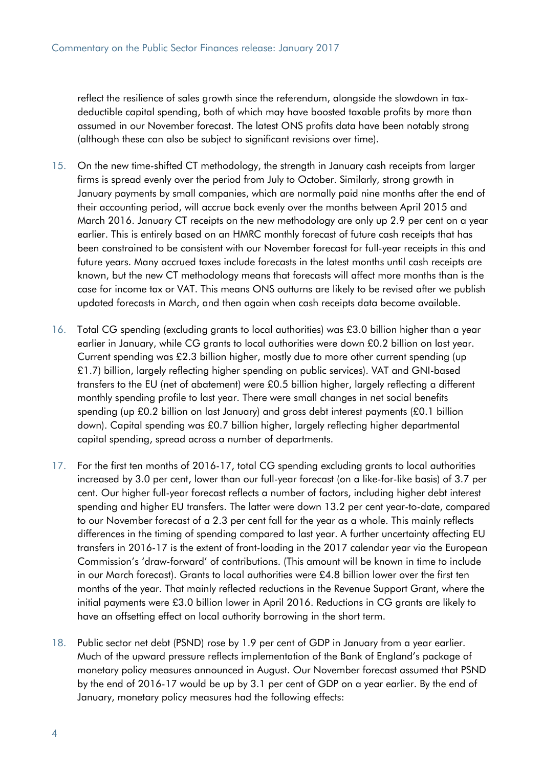reflect the resilience of sales growth since the referendum, alongside the slowdown in tax-deductible capital spending, both of which may have boosted taxable profits by more than assumed in our November forecast. The latest ONS profits data have been notably strong (although these can also be subject to significant revisions over time).

15. On the new time-shifted CT methodology, the strength in January cash receipts from larger firms is spread evenly over the period from July to October. Similarly, strong growth in January payments by small companies, which are normally paid nine months after the end of their accounting period, will accrue back evenly over the months between April 2015 and March 2016. January CT receipts on the new methodology are only up 2.9 per cent on a year earlier. This is entirely based on an HMRC monthly forecast of future cash receipts that has been constrained to be consistent with our November forecast for full-year receipts in this and future years. Many accrued taxes include forecasts in the latest months until cash receipts are known, but the new CT methodology means that forecasts will affect more months than is the case for income tax or VAT. This means ONS outturns are likely to be revised after we publish updated forecasts in March, and then again when cash receipts data become available.

16. Total CG spending (excluding grants to local authorities) was £3.0 billion higher than a year earlier in January, while CG grants to local authorities were down £0.2 billion on last year. Current spending was £2.3 billion higher, mostly due to more other current spending (up £1.7) billion, largely reflecting higher spending on public services). VAT and GNI-based transfers to the EU (net of abatement) were £0.5 billion higher, largely reflecting a different monthly spending profile to last year. There were small changes in net social benefits spending (up £0.2 billion on last January) and gross debt interest payments (£0.1 billion down). Capital spending was £0.7 billion higher, largely reflecting higher departmental capital spending, spread across a number of departments.

17. For the first ten months of 2016-17, total CG spending excluding grants to local authorities increased by 3.0 per cent, lower than our full-year forecast (on a like-for-like basis) of 3.7 per cent. Our higher full-year forecast reflects a number of factors, including higher debt interest spending and higher EU transfers. The latter were down 13.2 per cent year-to-date, compared to our November forecast of a 2.3 per cent fall for the year as a whole. This mainly reflects differences in the timing of spending compared to last year. A further uncertainty affecting EU transfers in 2016-17 is the extent of front-loading in the 2017 calendar year via the European Commission's 'draw-forward' of contributions. (This amount will be known in time to include in our March forecast). Grants to local authorities were £4.8 billion lower over the first ten months of the year. That mainly reflected reductions in the Revenue Support Grant, where the initial payments were £3.0 billion lower in April 2016. Reductions in CG grants are likely to have an offsetting effect on local authority borrowing in the short term.

18. Public sector net debt (PSND) rose by 1.9 per cent of GDP in January from a year earlier. Much of the upward pressure reflects implementation of the Bank of England's package of monetary policy measures announced in August. Our November forecast assumed that PSND by the end of 2016-17 would be up by 3.1 per cent of GDP on a year earlier. By the end of January, monetary policy measures had the following effects: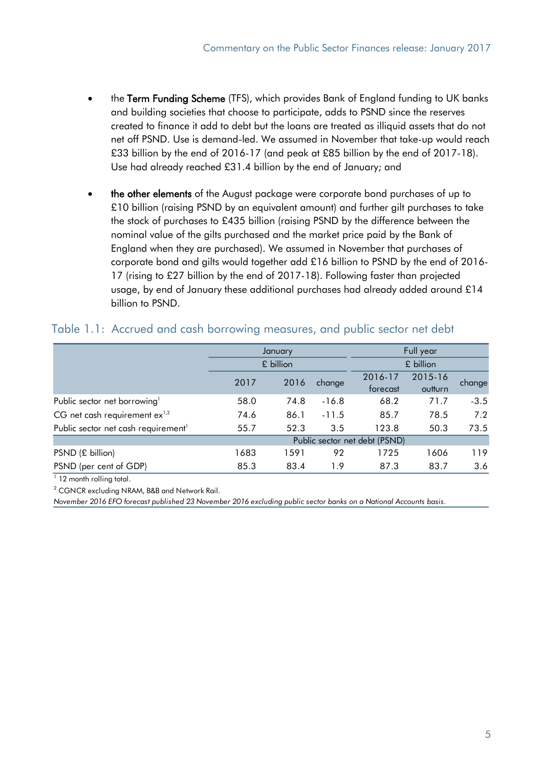- the **Term Funding Scheme** (TFS), which provides Bank of England funding to UK banks and building societies that choose to participate, adds to PSND since the reserves created to finance it add to debt but the loans are treated as illiquid assets that do not net off PSND. Use is demand-led. We assumed in November that take-up would reach £33 billion by the end of 2016-17 (and peak at £85 billion by the end of 2017-18). Use had already reached £31.4 billion by the end of January; and

- **the other elements** of the August package were corporate bond purchases of up to £10 billion (raising PSND by an equivalent amount) and further gilt purchases to take the stock of purchases to £435 billion (raising PSND by the difference between the nominal value of the gilts purchased and the market price paid by the Bank of England when they are purchased). We assumed in November that purchases of corporate bond and gilts would together add £16 billion to PSND by the end of 2016-17 (rising to £27 billion by the end of 2017-18). Following faster than projected usage, by end of January these additional purchases had already added around £14 billion to PSND.

## Table 1.1: Accrued and cash borrowing measures, and public sector net debt

| | January | | | Full year | | |
|---|---|---|---|---|---|---|
| | £ billion | | | £ billion | | |
| | 2017 | 2016 | change | 2016-17 forecast | 2015-16 outturn | change |
| Public sector net borrowing[1] | 58.0 | 74.8 | -16.8 | 68.2 | 71.7 | -3.5 |
| CG net cash requirement ex[1,2] | 74.6 | 86.1 | -11.5 | 85.7 | 78.5 | 7.2 |
| Public sector net cash requirement[1] | 55.7 | 52.3 | 3.5 | 123.8 | 50.3 | 73.5 |
| | Public sector net debt (PSND) | | | | | |
| PSND (£ billion) | 1683 | 1591 | 92 | 1725 | 1606 | 119 |
| PSND (per cent of GDP) | 85.3 | 83.4 | 1.9 | 87.3 | 83.7 | 3.6 |

[1] 12 month rolling total.

[2] CGNCR excluding NRAM, B&B and Network Rail.

*November 2016 EFO forecast published 23 November 2016 excluding public sector banks on a National Accounts basis.*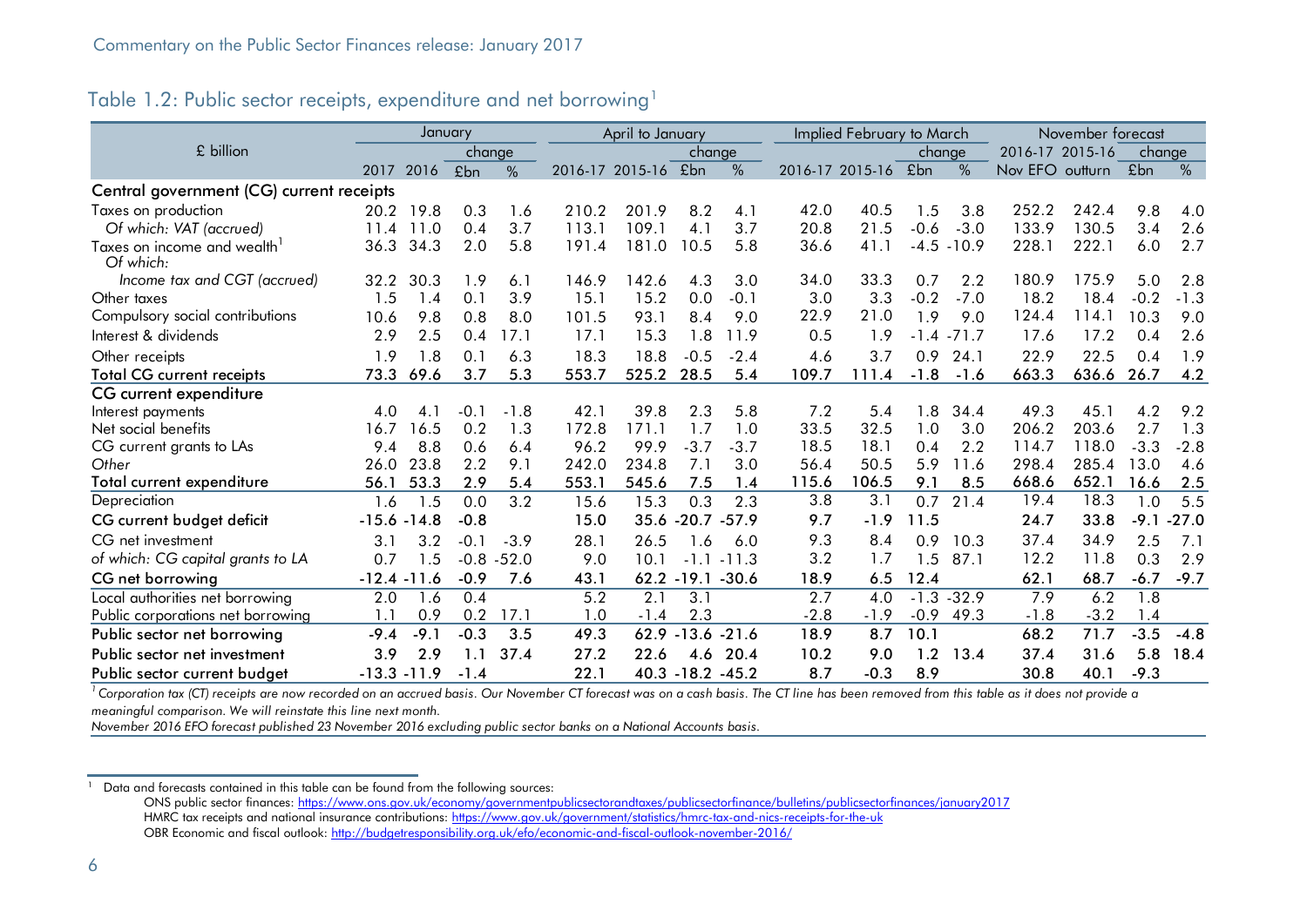## Table 1.2: Public sector receipts, expenditure and net borrowing[1]

| £ billion | January | | | | April to January | | | | Implied February to March | | | | November forecast | | | |
|---|---|---|---|---|---|---|---|---|---|---|---|---|---|---|---|---|
| | | | change | | | | change | | | | change | | 2016-17 | 2015-16 | change | |
| | 2017 | 2016 | £bn | % | 2016-17 | 2015-16 | £bn | % | 2016-17 | 2015-16 | £bn | % | Nov EFO | outturn | £bn | % |
| **Central government (CG) current receipts** | | | | | | | | | | | | | | | | |
| Taxes on production | 20.2 | 19.8 | 0.3 | 1.6 | 210.2 | 201.9 | 8.2 | 4.1 | 42.0 | 40.5 | 1.5 | 3.8 | 252.2 | 242.4 | 9.8 | 4.0 |
| *Of which: VAT (accrued)* | 11.4 | 11.0 | 0.4 | 3.7 | 113.1 | 109.1 | 4.1 | 3.7 | 20.8 | 21.5 | -0.6 | -3.0 | 133.9 | 130.5 | 3.4 | 2.6 |
| Taxes on income and wealth[1] *Of which:* | 36.3 | 34.3 | 2.0 | 5.8 | 191.4 | 181.0 | 10.5 | 5.8 | 36.6 | 41.1 | -4.5 | -10.9 | 228.1 | 222.1 | 6.0 | 2.7 |
| *Income tax and CGT (accrued)* | 32.2 | 30.3 | 1.9 | 6.1 | 146.9 | 142.6 | 4.3 | 3.0 | 34.0 | 33.3 | 0.7 | 2.2 | 180.9 | 175.9 | 5.0 | 2.8 |
| Other taxes | 1.5 | 1.4 | 0.1 | 3.9 | 15.1 | 15.2 | 0.0 | -0.1 | 3.0 | 3.3 | -0.2 | -7.0 | 18.2 | 18.4 | -0.2 | -1.3 |
| Compulsory social contributions | 10.6 | 9.8 | 0.8 | 8.0 | 101.5 | 93.1 | 8.4 | 9.0 | 22.9 | 21.0 | 1.9 | 9.0 | 124.4 | 114.1 | 10.3 | 9.0 |
| Interest & dividends | 2.9 | 2.5 | 0.4 | 17.1 | 17.1 | 15.3 | 1.8 | 11.9 | 0.5 | 1.9 | -1.4 | -71.7 | 17.6 | 17.2 | 0.4 | 2.6 |
| Other receipts | 1.9 | 1.8 | 0.1 | 6.3 | 18.3 | 18.8 | -0.5 | -2.4 | 4.6 | 3.7 | 0.9 | 24.1 | 22.9 | 22.5 | 0.4 | 1.9 |
| **Total CG current receipts** | **73.3** | **69.6** | **3.7** | **5.3** | **553.7** | **525.2** | **28.5** | **5.4** | **109.7** | **111.4** | **-1.8** | **-1.6** | **663.3** | **636.6** | **26.7** | **4.2** |
| **CG current expenditure** | | | | | | | | | | | | | | | | |
| Interest payments | 4.0 | 4.1 | -0.1 | -1.8 | 42.1 | 39.8 | 2.3 | 5.8 | 7.2 | 5.4 | 1.8 | 34.4 | 49.3 | 45.1 | 4.2 | 9.2 |
| Net social benefits | 16.7 | 16.5 | 0.2 | 1.3 | 172.8 | 171.1 | 1.7 | 1.0 | 33.5 | 32.5 | 1.0 | 3.0 | 206.2 | 203.6 | 2.7 | 1.3 |
| CG current grants to LAs | 9.4 | 8.8 | 0.6 | 6.4 | 96.2 | 99.9 | -3.7 | -3.7 | 18.5 | 18.1 | 0.4 | 2.2 | 114.7 | 118.0 | -3.3 | -2.8 |
| *Other* | 26.0 | 23.8 | 2.2 | 9.1 | 242.0 | 234.8 | 7.1 | 3.0 | 56.4 | 50.5 | 5.9 | 11.6 | 298.4 | 285.4 | 13.0 | 4.6 |
| **Total current expenditure** | **56.1** | **53.3** | **2.9** | **5.4** | **553.1** | **545.6** | **7.5** | **1.4** | **115.6** | **106.5** | **9.1** | **8.5** | **668.6** | **652.1** | **16.6** | **2.5** |
| Depreciation | 1.6 | 1.5 | 0.0 | 3.2 | 15.6 | 15.3 | 0.3 | 2.3 | 3.8 | 3.1 | 0.7 | 21.4 | 19.4 | 18.3 | 1.0 | 5.5 |
| **CG current budget deficit** | **-15.6** | **-14.8** | **-0.8** | | **15.0** | **35.6** | **-20.7** | **-57.9** | **9.7** | **-1.9** | **11.5** | | **24.7** | **33.8** | **-9.1** | **-27.0** |
| CG net investment | 3.1 | 3.2 | -0.1 | -3.9 | 28.1 | 26.5 | 1.6 | 6.0 | 9.3 | 8.4 | 0.9 | 10.3 | 37.4 | 34.9 | 2.5 | 7.1 |
| *of which: CG capital grants to LA* | 0.7 | 1.5 | -0.8 | -52.0 | 9.0 | 10.1 | -1.1 | -11.3 | 3.2 | 1.7 | 1.5 | 87.1 | 12.2 | 11.8 | 0.3 | 2.9 |
| **CG net borrowing** | **-12.4** | **-11.6** | **-0.9** | **7.6** | **43.1** | **62.2** | **-19.1** | **-30.6** | **18.9** | **6.5** | **12.4** | | **62.1** | **68.7** | **-6.7** | **-9.7** |
| Local authorities net borrowing | 2.0 | 1.6 | 0.4 | | 5.2 | 2.1 | 3.1 | | 2.7 | 4.0 | -1.3 | -32.9 | 7.9 | 6.2 | 1.8 | |
| Public corporations net borrowing | 1.1 | 0.9 | 0.2 | 17.1 | 1.0 | -1.4 | 2.3 | | -2.8 | -1.9 | -0.9 | 49.3 | -1.8 | -3.2 | 1.4 | |
| **Public sector net borrowing** | **-9.4** | **-9.1** | **-0.3** | **3.5** | **49.3** | **62.9** | **-13.6** | **-21.6** | **18.9** | **8.7** | **10.1** | | **68.2** | **71.7** | **-3.5** | **-4.8** |
| **Public sector net investment** | **3.9** | **2.9** | **1.1** | **37.4** | **27.2** | **22.6** | **4.6** | **20.4** | **10.2** | **9.0** | **1.2** | **13.4** | **37.4** | **31.6** | **5.8** | **18.4** |
| **Public sector current budget** | **-13.3** | **-11.9** | **-1.4** | | **22.1** | **40.3** | **-18.2** | **-45.2** | **8.7** | **-0.3** | **8.9** | | **30.8** | **40.1** | **-9.3** | |

*[1] Corporation tax (CT) receipts are now recorded on an accrued basis. Our November CT forecast was on a cash basis. The CT line has been removed from this table as it does not provide a meaningful comparison. We will reinstate this line next month.*

*November 2016 EFO forecast published 23 November 2016 excluding public sector banks on a National Accounts basis.*

---

[1] Data and forecasts contained in this table can be found from the following sources:

ONS public sector finances: https://www.ons.gov.uk/economy/governmentpublicsectorandtaxes/publicsectorfinance/bulletins/publicsectorfinances/january2017

HMRC tax receipts and national insurance contributions: https://www.gov.uk/government/statistics/hmrc-tax-and-nics-receipts-for-the-uk

OBR Economic and fiscal outlook: http://budgetresponsibility.org.uk/efo/economic-and-fiscal-outlook-november-2016/